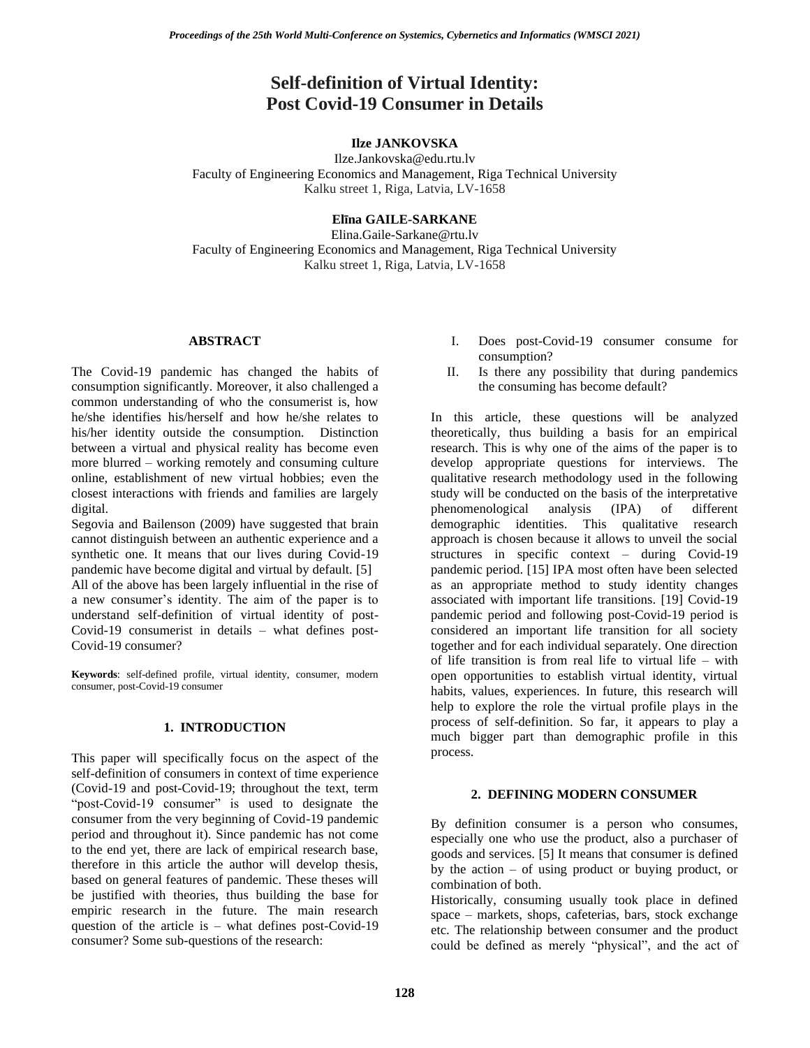# Self-definition of Virtual Identity: Post Covid-19 Consumer in Details

**Ilze JANKOVSKA**
Ilze.Jankovska@edu.rtu.lv
Faculty of Engineering Economics and Management, Riga Technical University
Kalku street 1, Riga, Latvia, LV-1658

**Elīna GAILE-SARKANE**
Elina.Gaile-Sarkane@rtu.lv
Faculty of Engineering Economics and Management, Riga Technical University
Kalku street 1, Riga, Latvia, LV-1658

## ABSTRACT

The Covid-19 pandemic has changed the habits of consumption significantly. Moreover, it also challenged a common understanding of who the consumerist is, how he/she identifies his/herself and how he/she relates to his/her identity outside the consumption. Distinction between a virtual and physical reality has become even more blurred – working remotely and consuming culture online, establishment of new virtual hobbies; even the closest interactions with friends and families are largely digital.

Segovia and Bailenson (2009) have suggested that brain cannot distinguish between an authentic experience and a synthetic one. It means that our lives during Covid-19 pandemic have become digital and virtual by default. [5]

All of the above has been largely influential in the rise of a new consumer's identity. The aim of the paper is to understand self-definition of virtual identity of post-Covid-19 consumerist in details – what defines post-Covid-19 consumer?

**Keywords**: self-defined profile, virtual identity, consumer, modern consumer, post-Covid-19 consumer

## 1. INTRODUCTION

This paper will specifically focus on the aspect of the self-definition of consumers in context of time experience (Covid-19 and post-Covid-19; throughout the text, term "post-Covid-19 consumer" is used to designate the consumer from the very beginning of Covid-19 pandemic period and throughout it). Since pandemic has not come to the end yet, there are lack of empirical research base, therefore in this article the author will develop thesis, based on general features of pandemic. These theses will be justified with theories, thus building the base for empiric research in the future. The main research question of the article is – what defines post-Covid-19 consumer? Some sub-questions of the research:

I. Does post-Covid-19 consumer consume for consumption?
II. Is there any possibility that during pandemics the consuming has become default?

In this article, these questions will be analyzed theoretically, thus building a basis for an empirical research. This is why one of the aims of the paper is to develop appropriate questions for interviews. The qualitative research methodology used in the following study will be conducted on the basis of the interpretative phenomenological analysis (IPA) of different demographic identities. This qualitative research approach is chosen because it allows to unveil the social structures in specific context – during Covid-19 pandemic period. [15] IPA most often have been selected as an appropriate method to study identity changes associated with important life transitions. [19] Covid-19 pandemic period and following post-Covid-19 period is considered an important life transition for all society together and for each individual separately. One direction of life transition is from real life to virtual life – with open opportunities to establish virtual identity, virtual habits, values, experiences. In future, this research will help to explore the role the virtual profile plays in the process of self-definition. So far, it appears to play a much bigger part than demographic profile in this process.

## 2. DEFINING MODERN CONSUMER

By definition consumer is a person who consumes, especially one who use the product, also a purchaser of goods and services. [5] It means that consumer is defined by the action – of using product or buying product, or combination of both.

Historically, consuming usually took place in defined space – markets, shops, cafeterias, bars, stock exchange etc. The relationship between consumer and the product could be defined as merely "physical", and the act of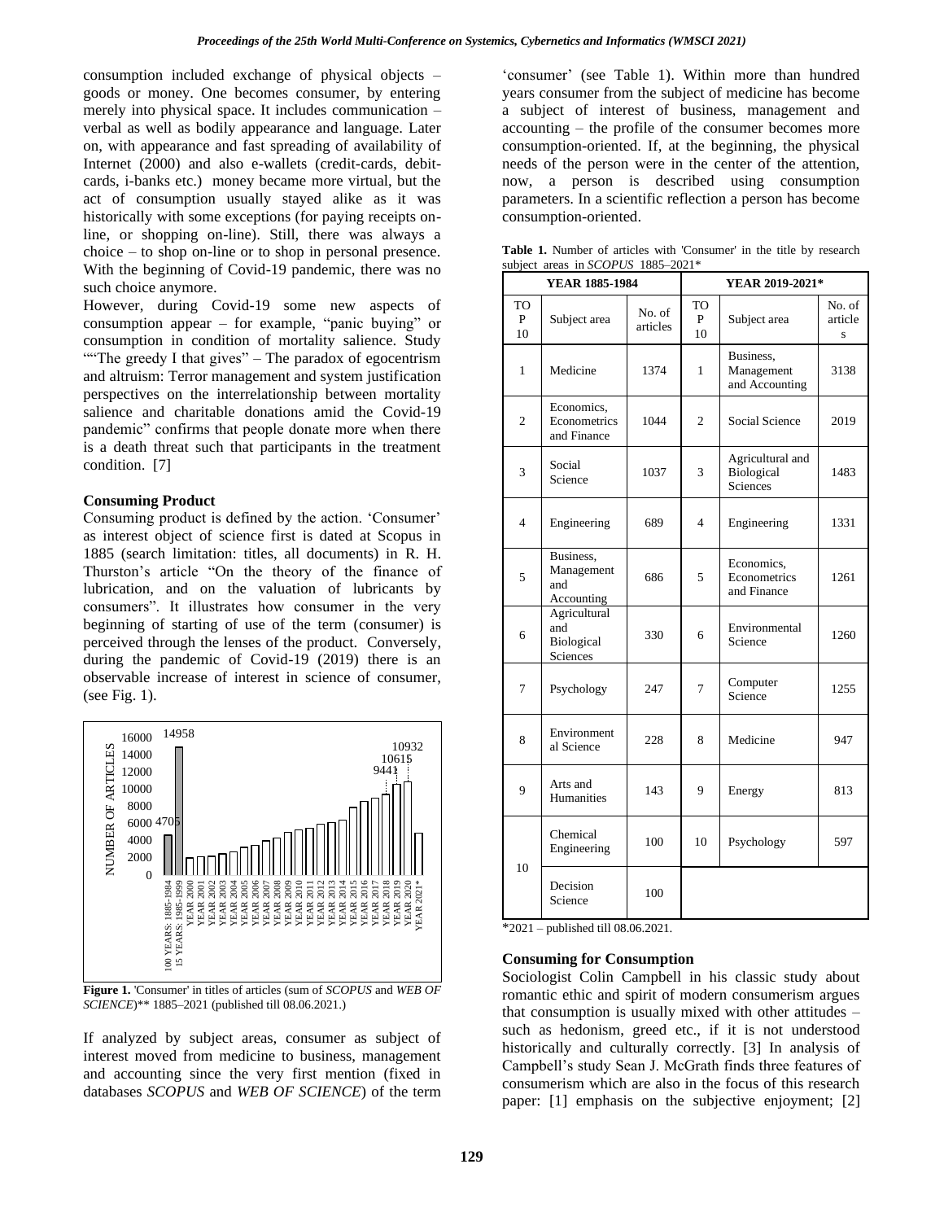consumption included exchange of physical objects – goods or money. One becomes consumer, by entering merely into physical space. It includes communication – verbal as well as bodily appearance and language. Later on, with appearance and fast spreading of availability of Internet (2000) and also e-wallets (credit-cards, debit-cards, i-banks etc.) money became more virtual, but the act of consumption usually stayed alike as it was historically with some exceptions (for paying receipts on-line, or shopping on-line). Still, there was always a choice – to shop on-line or to shop in personal presence. With the beginning of Covid-19 pandemic, there was no such choice anymore.

However, during Covid-19 some new aspects of consumption appear – for example, "panic buying" or consumption in condition of mortality salience. Study ""The greedy I that gives" – The paradox of egocentrism and altruism: Terror management and system justification perspectives on the interrelationship between mortality salience and charitable donations amid the Covid-19 pandemic" confirms that people donate more when there is a death threat such that participants in the treatment condition. [7]

**Consuming Product**

Consuming product is defined by the action. 'Consumer' as interest object of science first is dated at Scopus in 1885 (search limitation: titles, all documents) in R. H. Thurston's article "On the theory of the finance of lubrication, and on the valuation of lubricants by consumers". It illustrates how consumer in the very beginning of starting of use of the term (consumer) is perceived through the lenses of the product. Conversely, during the pandemic of Covid-19 (2019) there is an observable increase of interest in science of consumer, (see Fig. 1).

**Figure 1.** 'Consumer' in titles of articles (sum of *SCOPUS* and *WEB OF SCIENCE*)** 1885–2021 (published till 08.06.2021.)

If analyzed by subject areas, consumer as subject of interest moved from medicine to business, management and accounting since the very first mention (fixed in databases *SCOPUS* and *WEB OF SCIENCE*) of the term 'consumer' (see Table 1). Within more than hundred years consumer from the subject of medicine has become a subject of interest of business, management and accounting – the profile of the consumer becomes more consumption-oriented. If, at the beginning, the physical needs of the person were in the center of the attention, now, a person is described using consumption parameters. In a scientific reflection a person has become consumption-oriented.

**Table 1.** Number of articles with 'Consumer' in the title by research subject areas in *SCOPUS* 1885–2021*

| YEAR 1885-1984 | | | YEAR 2019-2021* | | |
|---|---|---|---|---|---|
| TOP 10 | Subject area | No. of articles | TOP 10 | Subject area | No. of articles |
| 1 | Medicine | 1374 | 1 | Business, Management and Accounting | 3138 |
| 2 | Economics, Econometrics and Finance | 1044 | 2 | Social Science | 2019 |
| 3 | Social Science | 1037 | 3 | Agricultural and Biological Sciences | 1483 |
| 4 | Engineering | 689 | 4 | Engineering | 1331 |
| 5 | Business, Management and Accounting | 686 | 5 | Economics, Econometrics and Finance | 1261 |
| 6 | Agricultural and Biological Sciences | 330 | 6 | Environmental Science | 1260 |
| 7 | Psychology | 247 | 7 | Computer Science | 1255 |
| 8 | Environmental Science | 228 | 8 | Medicine | 947 |
| 9 | Arts and Humanities | 143 | 9 | Energy | 813 |
| 10 | Chemical Engineering | 100 | 10 | Psychology | 597 |
| 10 | Decision Science | 100 | | | |

*2021 – published till 08.06.2021.

**Consuming for Consumption**

Sociologist Colin Campbell in his classic study about romantic ethic and spirit of modern consumerism argues that consumption is usually mixed with other attitudes – such as hedonism, greed etc., if it is not understood historically and culturally correctly. [3] In analysis of Campbell's study Sean J. McGrath finds three features of consumerism which are also in the focus of this research paper: [1] emphasis on the subjective enjoyment; [2]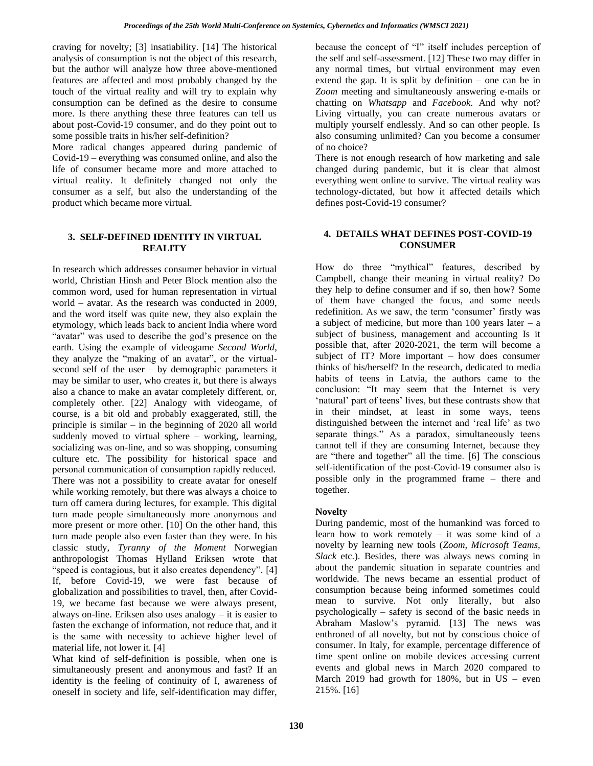craving for novelty; [3] insatiability. [14] The historical analysis of consumption is not the object of this research, but the author will analyze how three above-mentioned features are affected and most probably changed by the touch of the virtual reality and will try to explain why consumption can be defined as the desire to consume more. Is there anything these three features can tell us about post-Covid-19 consumer, and do they point out to some possible traits in his/her self-definition?

More radical changes appeared during pandemic of Covid-19 – everything was consumed online, and also the life of consumer became more and more attached to virtual reality. It definitely changed not only the consumer as a self, but also the understanding of the product which became more virtual.

## 3. SELF-DEFINED IDENTITY IN VIRTUAL REALITY

In research which addresses consumer behavior in virtual world, Christian Hinsh and Peter Block mention also the common word, used for human representation in virtual world – avatar. As the research was conducted in 2009, and the word itself was quite new, they also explain the etymology, which leads back to ancient India where word "avatar" was used to describe the god's presence on the earth. Using the example of videogame *Second World*, they analyze the "making of an avatar", or the virtual-second self of the user – by demographic parameters it may be similar to user, who creates it, but there is always also a chance to make an avatar completely different, or, completely other. [22] Analogy with videogame, of course, is a bit old and probably exaggerated, still, the principle is similar – in the beginning of 2020 all world suddenly moved to virtual sphere – working, learning, socializing was on-line, and so was shopping, consuming culture etc. The possibility for historical space and personal communication of consumption rapidly reduced. There was not a possibility to create avatar for oneself while working remotely, but there was always a choice to turn off camera during lectures, for example. This digital turn made people simultaneously more anonymous and more present or more other. [10] On the other hand, this turn made people also even faster than they were. In his classic study, *Tyranny of the Moment* Norwegian anthropologist Thomas Hylland Eriksen wrote that "speed is contagious, but it also creates dependency". [4] If, before Covid-19, we were fast because of globalization and possibilities to travel, then, after Covid-19, we became fast because we were always present, always on-line. Eriksen also uses analogy – it is easier to fasten the exchange of information, not reduce that, and it is the same with necessity to achieve higher level of material life, not lower it. [4]

What kind of self-definition is possible, when one is simultaneously present and anonymous and fast? If an identity is the feeling of continuity of I, awareness of oneself in society and life, self-identification may differ, because the concept of "I" itself includes perception of the self and self-assessment. [12] These two may differ in any normal times, but virtual environment may even extend the gap. It is split by definition – one can be in *Zoom* meeting and simultaneously answering e-mails or chatting on *Whatsapp* and *Facebook*. And why not? Living virtually, you can create numerous avatars or multiply yourself endlessly. And so can other people. Is also consuming unlimited? Can you become a consumer of no choice?

There is not enough research of how marketing and sale changed during pandemic, but it is clear that almost everything went online to survive. The virtual reality was technology-dictated, but how it affected details which defines post-Covid-19 consumer?

## 4. DETAILS WHAT DEFINES POST-COVID-19 CONSUMER

How do three "mythical" features, described by Campbell, change their meaning in virtual reality? Do they help to define consumer and if so, then how? Some of them have changed the focus, and some needs redefinition. As we saw, the term 'consumer' firstly was a subject of medicine, but more than 100 years later – a subject of business, management and accounting Is it possible that, after 2020-2021, the term will become a subject of IT? More important – how does consumer thinks of his/herself? In the research, dedicated to media habits of teens in Latvia, the authors came to the conclusion: "It may seem that the Internet is very 'natural' part of teens' lives, but these contrasts show that in their mindset, at least in some ways, teens distinguished between the internet and 'real life' as two separate things." As a paradox, simultaneously teens cannot tell if they are consuming Internet, because they are "there and together" all the time. [6] The conscious self-identification of the post-Covid-19 consumer also is possible only in the programmed frame – there and together.

**Novelty**

During pandemic, most of the humankind was forced to learn how to work remotely – it was some kind of a novelty by learning new tools (*Zoom, Microsoft Teams, Slack* etc.). Besides, there was always news coming in about the pandemic situation in separate countries and worldwide. The news became an essential product of consumption because being informed sometimes could mean to survive. Not only literally, but also psychologically – safety is second of the basic needs in Abraham Maslow's pyramid. [13] The news was enthroned of all novelty, but not by conscious choice of consumer. In Italy, for example, percentage difference of time spent online on mobile devices accessing current events and global news in March 2020 compared to March 2019 had growth for 180%, but in US – even 215%. [16]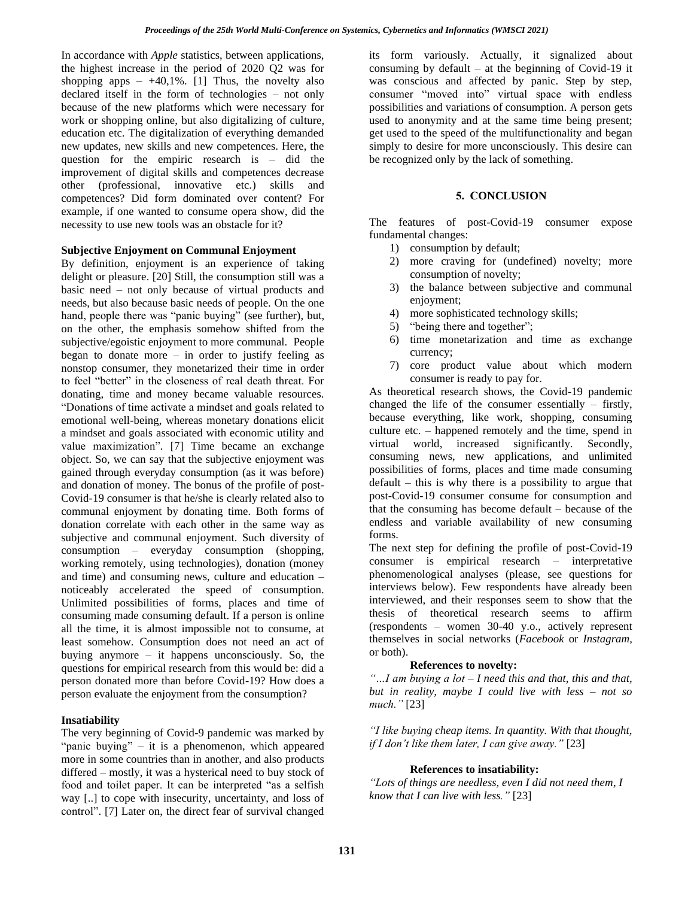In accordance with *Apple* statistics, between applications, the highest increase in the period of 2020 Q2 was for shopping apps – +40,1%. [1] Thus, the novelty also declared itself in the form of technologies – not only because of the new platforms which were necessary for work or shopping online, but also digitalizing of culture, education etc. The digitalization of everything demanded new updates, new skills and new competences. Here, the question for the empiric research is – did the improvement of digital skills and competences decrease other (professional, innovative etc.) skills and competences? Did form dominated over content? For example, if one wanted to consume opera show, did the necessity to use new tools was an obstacle for it?

**Subjective Enjoyment on Communal Enjoyment**

By definition, enjoyment is an experience of taking delight or pleasure. [20] Still, the consumption still was a basic need – not only because of virtual products and needs, but also because basic needs of people. On the one hand, people there was "panic buying" (see further), but, on the other, the emphasis somehow shifted from the subjective/egoistic enjoyment to more communal. People began to donate more – in order to justify feeling as nonstop consumer, they monetarized their time in order to feel "better" in the closeness of real death threat. For donating, time and money became valuable resources. "Donations of time activate a mindset and goals related to emotional well-being, whereas monetary donations elicit a mindset and goals associated with economic utility and value maximization". [7] Time became an exchange object. So, we can say that the subjective enjoyment was gained through everyday consumption (as it was before) and donation of money. The bonus of the profile of post-Covid-19 consumer is that he/she is clearly related also to communal enjoyment by donating time. Both forms of donation correlate with each other in the same way as subjective and communal enjoyment. Such diversity of consumption – everyday consumption (shopping, working remotely, using technologies), donation (money and time) and consuming news, culture and education – noticeably accelerated the speed of consumption. Unlimited possibilities of forms, places and time of consuming made consuming default. If a person is online all the time, it is almost impossible not to consume, at least somehow. Consumption does not need an act of buying anymore – it happens unconsciously. So, the questions for empirical research from this would be: did a person donated more than before Covid-19? How does a person evaluate the enjoyment from the consumption?

**Insatiability**

The very beginning of Covid-9 pandemic was marked by "panic buying" – it is a phenomenon, which appeared more in some countries than in another, and also products differed – mostly, it was a hysterical need to buy stock of food and toilet paper. It can be interpreted "as a selfish way [..] to cope with insecurity, uncertainty, and loss of control". [7] Later on, the direct fear of survival changed its form variously. Actually, it signalized about consuming by default – at the beginning of Covid-19 it was conscious and affected by panic. Step by step, consumer "moved into" virtual space with endless possibilities and variations of consumption. A person gets used to anonymity and at the same time being present; get used to the speed of the multifunctionality and began simply to desire for more unconsciously. This desire can be recognized only by the lack of something.

## 5. CONCLUSION

The features of post-Covid-19 consumer expose fundamental changes:

1) consumption by default;
2) more craving for (undefined) novelty; more consumption of novelty;
3) the balance between subjective and communal enjoyment;
4) more sophisticated technology skills;
5) "being there and together";
6) time monetarization and time as exchange currency;
7) core product value about which modern consumer is ready to pay for.

As theoretical research shows, the Covid-19 pandemic changed the life of the consumer essentially – firstly, because everything, like work, shopping, consuming culture etc. – happened remotely and the time, spend in virtual world, increased significantly. Secondly, consuming news, new applications, and unlimited possibilities of forms, places and time made consuming default – this is why there is a possibility to argue that post-Covid-19 consumer consume for consumption and that the consuming has become default – because of the endless and variable availability of new consuming forms.

The next step for defining the profile of post-Covid-19 consumer is empirical research – interpretative phenomenological analyses (please, see questions for interviews below). Few respondents have already been interviewed, and their responses seem to show that the thesis of theoretical research seems to affirm (respondents – women 30-40 y.o., actively represent themselves in social networks (*Facebook* or *Instagram*, or both).

**References to novelty:**

*"…I am buying a lot – I need this and that, this and that, but in reality, maybe I could live with less – not so much."* [23]

*"I like buying cheap items. In quantity. With that thought, if I don't like them later, I can give away."* [23]

**References to insatiability:**

*"Lots of things are needless, even I did not need them, I know that I can live with less."* [23]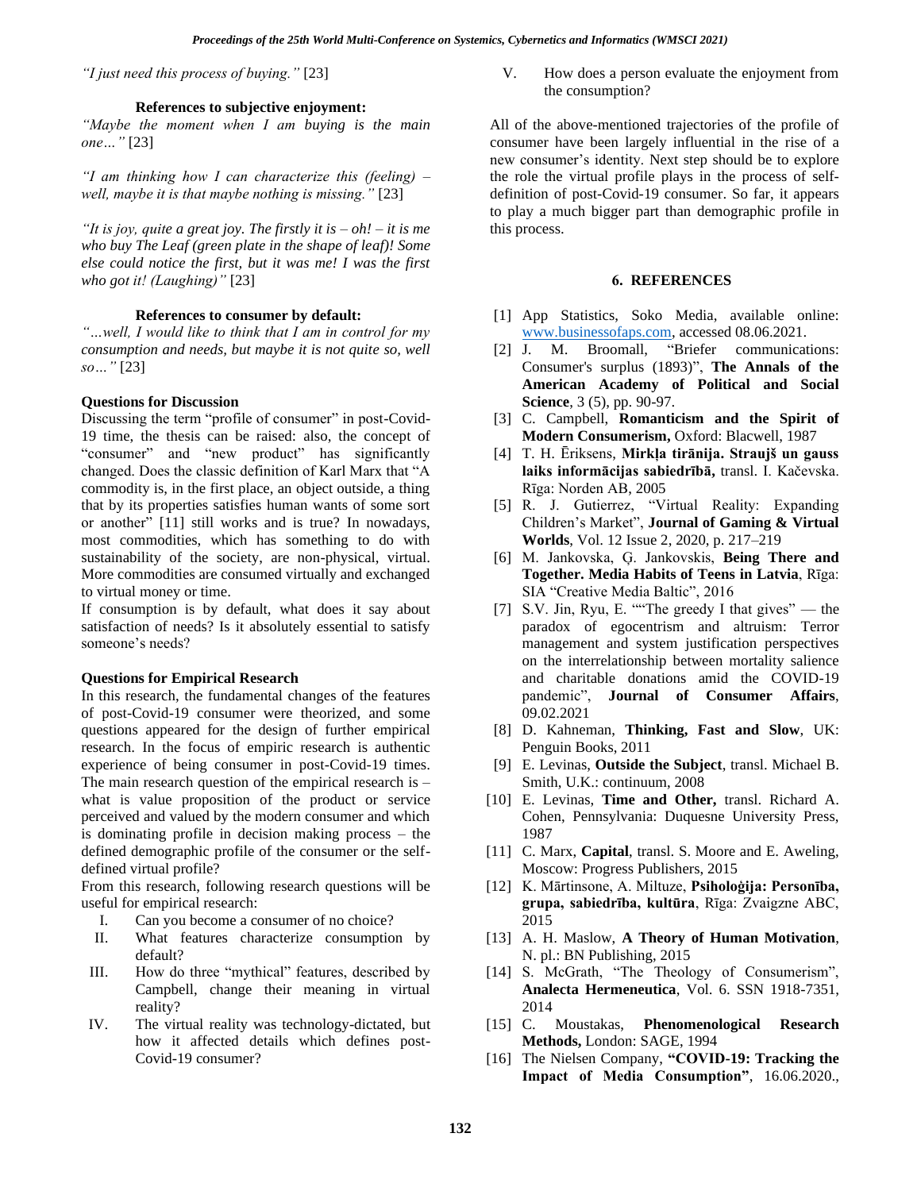*"I just need this process of buying."* [23]

**References to subjective enjoyment:**

*"Maybe the moment when I am buying is the main one…"* [23]

*"I am thinking how I can characterize this (feeling) – well, maybe it is that maybe nothing is missing."* [23]

*"It is joy, quite a great joy. The firstly it is – oh! – it is me who buy The Leaf (green plate in the shape of leaf)! Some else could notice the first, but it was me! I was the first who got it! (Laughing)"* [23]

**References to consumer by default:**

*"…well, I would like to think that I am in control for my consumption and needs, but maybe it is not quite so, well so…"* [23]

**Questions for Discussion**

Discussing the term "profile of consumer" in post-Covid-19 time, the thesis can be raised: also, the concept of "consumer" and "new product" has significantly changed. Does the classic definition of Karl Marx that "A commodity is, in the first place, an object outside, a thing that by its properties satisfies human wants of some sort or another" [11] still works and is true? In nowadays, most commodities, which has something to do with sustainability of the society, are non-physical, virtual. More commodities are consumed virtually and exchanged to virtual money or time.

If consumption is by default, what does it say about satisfaction of needs? Is it absolutely essential to satisfy someone's needs?

**Questions for Empirical Research**

In this research, the fundamental changes of the features of post-Covid-19 consumer were theorized, and some questions appeared for the design of further empirical research. In the focus of empiric research is authentic experience of being consumer in post-Covid-19 times. The main research question of the empirical research is – what is value proposition of the product or service perceived and valued by the modern consumer and which is dominating profile in decision making process – the defined demographic profile of the consumer or the self-defined virtual profile?

From this research, following research questions will be useful for empirical research:

I. Can you become a consumer of no choice?
II. What features characterize consumption by default?
III. How do three "mythical" features, described by Campbell, change their meaning in virtual reality?
IV. The virtual reality was technology-dictated, but how it affected details which defines post-Covid-19 consumer?
V. How does a person evaluate the enjoyment from the consumption?

All of the above-mentioned trajectories of the profile of consumer have been largely influential in the rise of a new consumer's identity. Next step should be to explore the role the virtual profile plays in the process of self-definition of post-Covid-19 consumer. So far, it appears to play a much bigger part than demographic profile in this process.

## 6. REFERENCES

[1] App Statistics, Soko Media, available online: www.businessofaps.com, accessed 08.06.2021.

[2] J. M. Broomall, "Briefer communications: Consumer's surplus (1893)", **The Annals of the American Academy of Political and Social Science**, 3 (5), pp. 90-97.

[3] C. Campbell, **Romanticism and the Spirit of Modern Consumerism,** Oxford: Blacwell, 1987

[4] T. H. Ēriksens, **Mirkļa tirānija. Straujš un gauss laiks informācijas sabiedrībā,** transl. I. Kačevska. Rīga: Norden AB, 2005

[5] R. J. Gutierrez, "Virtual Reality: Expanding Children's Market", **Journal of Gaming & Virtual Worlds**, Vol. 12 Issue 2, 2020, p. 217–219

[6] M. Jankovska, Ģ. Jankovskis, **Being There and Together. Media Habits of Teens in Latvia**, Rīga: SIA "Creative Media Baltic", 2016

[7] S.V. Jin, Ryu, E. ""The greedy I that gives" — the paradox of egocentrism and altruism: Terror management and system justification perspectives on the interrelationship between mortality salience and charitable donations amid the COVID-19 pandemic", **Journal of Consumer Affairs**, 09.02.2021

[8] D. Kahneman, **Thinking, Fast and Slow**, UK: Penguin Books, 2011

[9] E. Levinas, **Outside the Subject**, transl. Michael B. Smith, U.K.: continuum, 2008

[10] E. Levinas, **Time and Other,** transl. Richard A. Cohen, Pennsylvania: Duquesne University Press, 1987

[11] C. Marx, **Capital**, transl. S. Moore and E. Aweling, Moscow: Progress Publishers, 2015

[12] K. Mārtinsone, A. Miltuze, **Psiholoģija: Personība, grupa, sabiedrība, kultūra**, Rīga: Zvaigzne ABC, 2015

[13] A. H. Maslow, **A Theory of Human Motivation**, N. pl.: BN Publishing, 2015

[14] S. McGrath, "The Theology of Consumerism", **Analecta Hermeneutica**, Vol. 6. SSN 1918-7351, 2014

[15] C. Moustakas, **Phenomenological Research Methods,** London: SAGE, 1994

[16] The Nielsen Company, **"COVID-19: Tracking the Impact of Media Consumption"**, 16.06.2020.,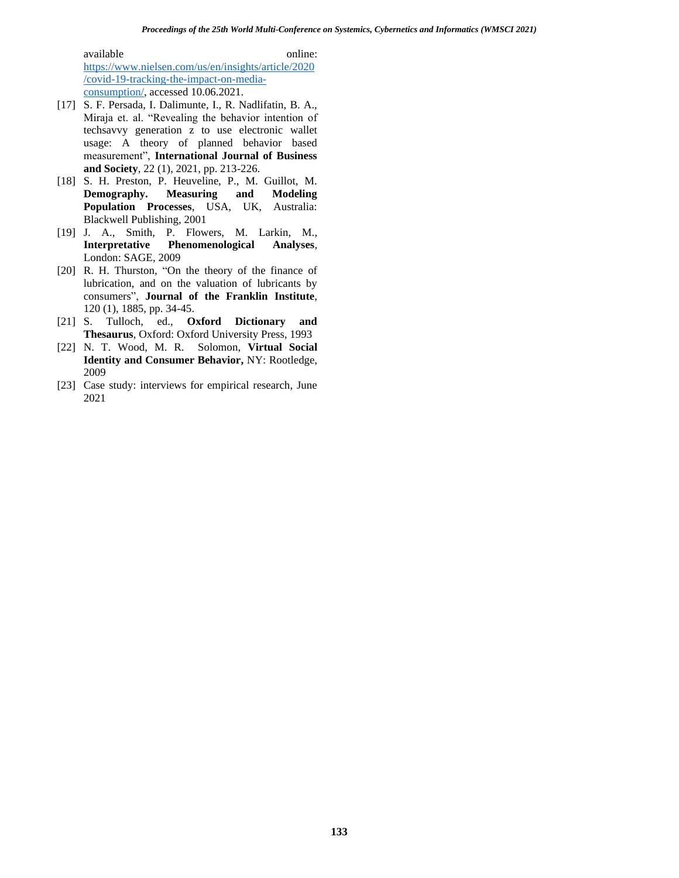available online: [https://www.nielsen.com/us/en/insights/article/2020/covid-19-tracking-the-impact-on-media-consumption/](https://www.nielsen.com/us/en/insights/article/2020/covid-19-tracking-the-impact-on-media-consumption/), accessed 10.06.2021.

[17] S. F. Persada, I. Dalimunte, I., R. Nadlifatin, B. A., Miraja et. al. "Revealing the behavior intention of techsavvy generation z to use electronic wallet usage: A theory of planned behavior based measurement", **International Journal of Business and Society**, 22 (1), 2021, pp. 213-226.

[18] S. H. Preston, P. Heuveline, P., M. Guillot, M. **Demography. Measuring and Modeling Population Processes**, USA, UK, Australia: Blackwell Publishing, 2001

[19] J. A., Smith, P. Flowers, M. Larkin, M., **Interpretative Phenomenological Analyses**, London: SAGE, 2009

[20] R. H. Thurston, "On the theory of the finance of lubrication, and on the valuation of lubricants by consumers", **Journal of the Franklin Institute**, 120 (1), 1885, pp. 34-45.

[21] S. Tulloch, ed., **Oxford Dictionary and Thesaurus**, Oxford: Oxford University Press, 1993

[22] N. T. Wood, M. R. Solomon, **Virtual Social Identity and Consumer Behavior,** NY: Rootledge, 2009

[23] Case study: interviews for empirical research, June 2021